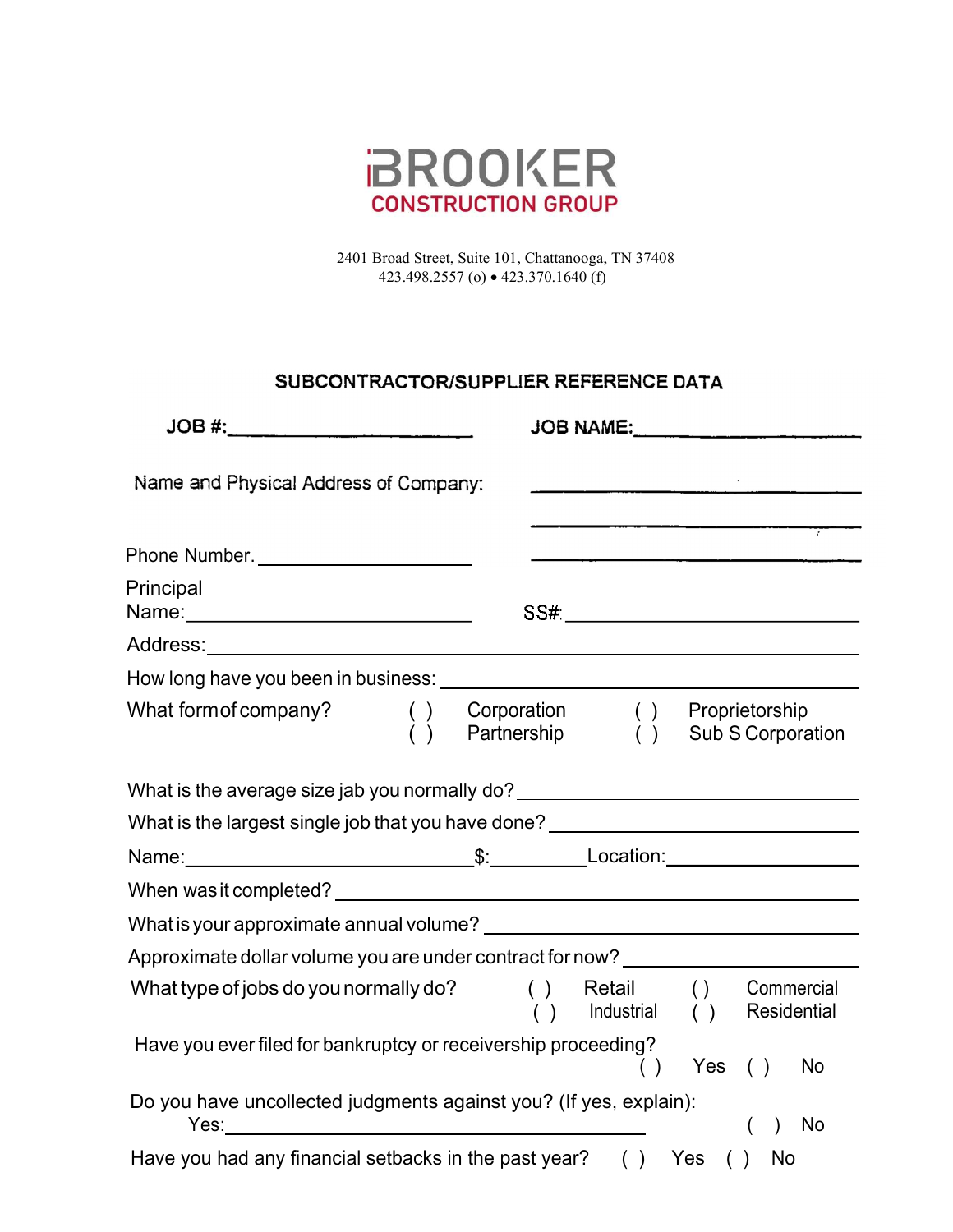# BROOKER
## CONSTRUCTION GROUP

2401 Broad Street, Suite 101, Chattanooga, TN 37408
423.498.2557 (o) • 423.370.1640 (f)

### SUBCONTRACTOR/SUPPLIER REFERENCE DATA

**JOB #:**\_\_\_\_\_\_\_\_\_\_\_\_\_\_\_\_\_\_\_\_ **JOB NAME:**\_\_\_\_\_\_\_\_\_\_\_\_\_\_\_\_\_\_\_\_

Name and Physical Address of Company: \_\_\_\_\_\_\_\_\_\_\_\_\_\_\_\_\_\_\_\_

\_\_\_\_\_\_\_\_\_\_\_\_\_\_\_\_\_\_\_\_

Phone Number. \_\_\_\_\_\_\_\_\_\_\_\_\_\_\_\_\_\_\_\_ \_\_\_\_\_\_\_\_\_\_\_\_\_\_\_\_\_\_\_\_

Principal Name:\_\_\_\_\_\_\_\_\_\_\_\_\_\_\_\_\_\_\_\_ SS#:\_\_\_\_\_\_\_\_\_\_\_\_\_\_\_\_\_\_\_\_

Address:\_\_\_\_\_\_\_\_\_\_\_\_\_\_\_\_\_\_\_\_

How long have you been in business: \_\_\_\_\_\_\_\_\_\_\_\_\_\_\_\_\_\_\_\_

What form of company? ( ) Corporation ( ) Proprietorship ( ) Partnership ( ) Sub S Corporation

What is the average size jab you normally do? \_\_\_\_\_\_\_\_\_\_\_\_\_\_\_\_\_\_\_\_

What is the largest single job that you have done? \_\_\_\_\_\_\_\_\_\_\_\_\_\_\_\_\_\_\_\_

Name:\_\_\_\_\_\_\_\_\_\_\_\_\_\_\_\_\_\_\_\_ $:\_\_\_\_\_\_\_\_\_\_ Location:\_\_\_\_\_\_\_\_\_\_\_\_\_\_\_\_\_\_\_\_

When was it completed? \_\_\_\_\_\_\_\_\_\_\_\_\_\_\_\_\_\_\_\_

What is your approximate annual volume? \_\_\_\_\_\_\_\_\_\_\_\_\_\_\_\_\_\_\_\_

Approximate dollar volume you are under contract for now? \_\_\_\_\_\_\_\_\_\_\_\_\_\_\_\_\_\_\_\_

What type of jobs do you normally do? ( ) Retail ( ) Commercial ( ) Industrial ( ) Residential

Have you ever filed for bankruptcy or receivership proceeding? ( ) Yes ( ) No

Do you have uncollected judgments against you? (If yes, explain):
Yes:\_\_\_\_\_\_\_\_\_\_\_\_\_\_\_\_\_\_\_\_ ( ) No

Have you had any financial setbacks in the past year? ( ) Yes ( ) No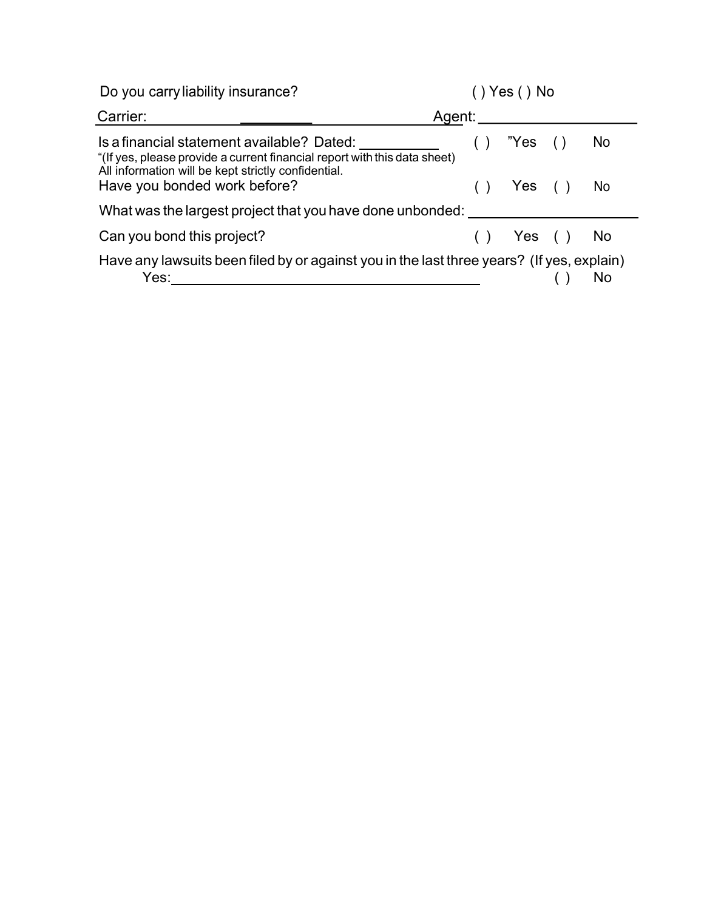Do you carry liability insurance? ( ) Yes ( ) No

Carrier: _________ Agent: ____________________

Is a financial statement available? Dated: __________ ( ) "Yes ( ) No

"(If yes, please provide a current financial report with this data sheet)
All information will be kept strictly confidential.

Have you bonded work before? ( ) Yes ( ) No

What was the largest project that you have done unbonded: ____________________

Can you bond this project? ( ) Yes ( ) No

Have any lawsuits been filed by or against you in the last three years? (If yes, explain)

Yes: ________________________________________ ( ) No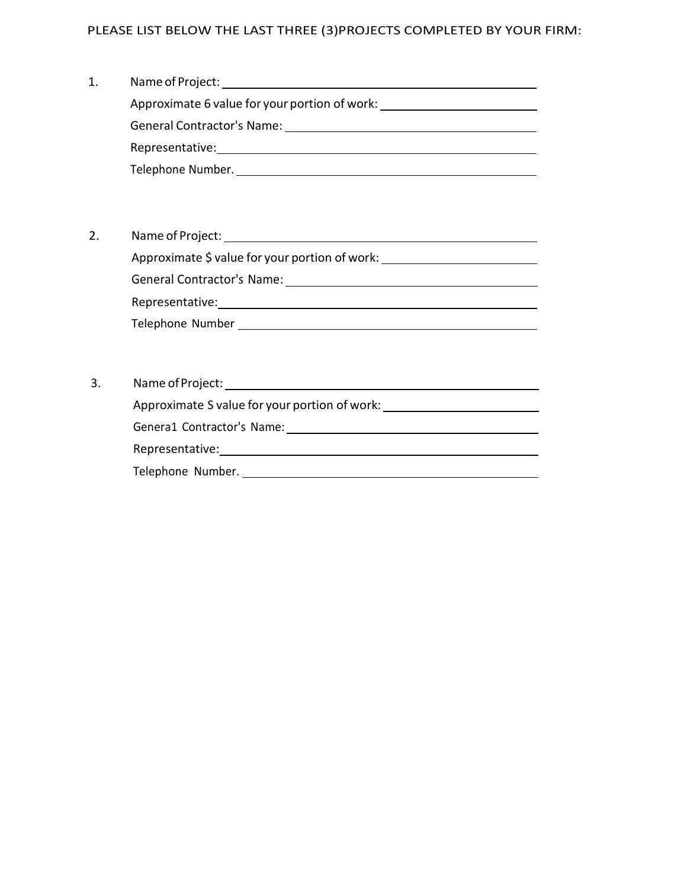PLEASE LIST BELOW THE LAST THREE (3)PROJECTS COMPLETED BY YOUR FIRM:

1. Name of Project: ______________________________
   Approximate 6 value for your portion of work: ______________________________
   General Contractor's Name: ______________________________
   Representative: ______________________________
   Telephone Number. ______________________________

2. Name of Project: ______________________________
   Approximate $ value for your portion of work: ______________________________
   General Contractor's Name: ______________________________
   Representative: ______________________________
   Telephone Number ______________________________

3. Name of Project: ______________________________
   Approximate S value for your portion of work: ______________________________
   Genera1 Contractor's Name: ______________________________
   Representative: ______________________________
   Telephone Number. ______________________________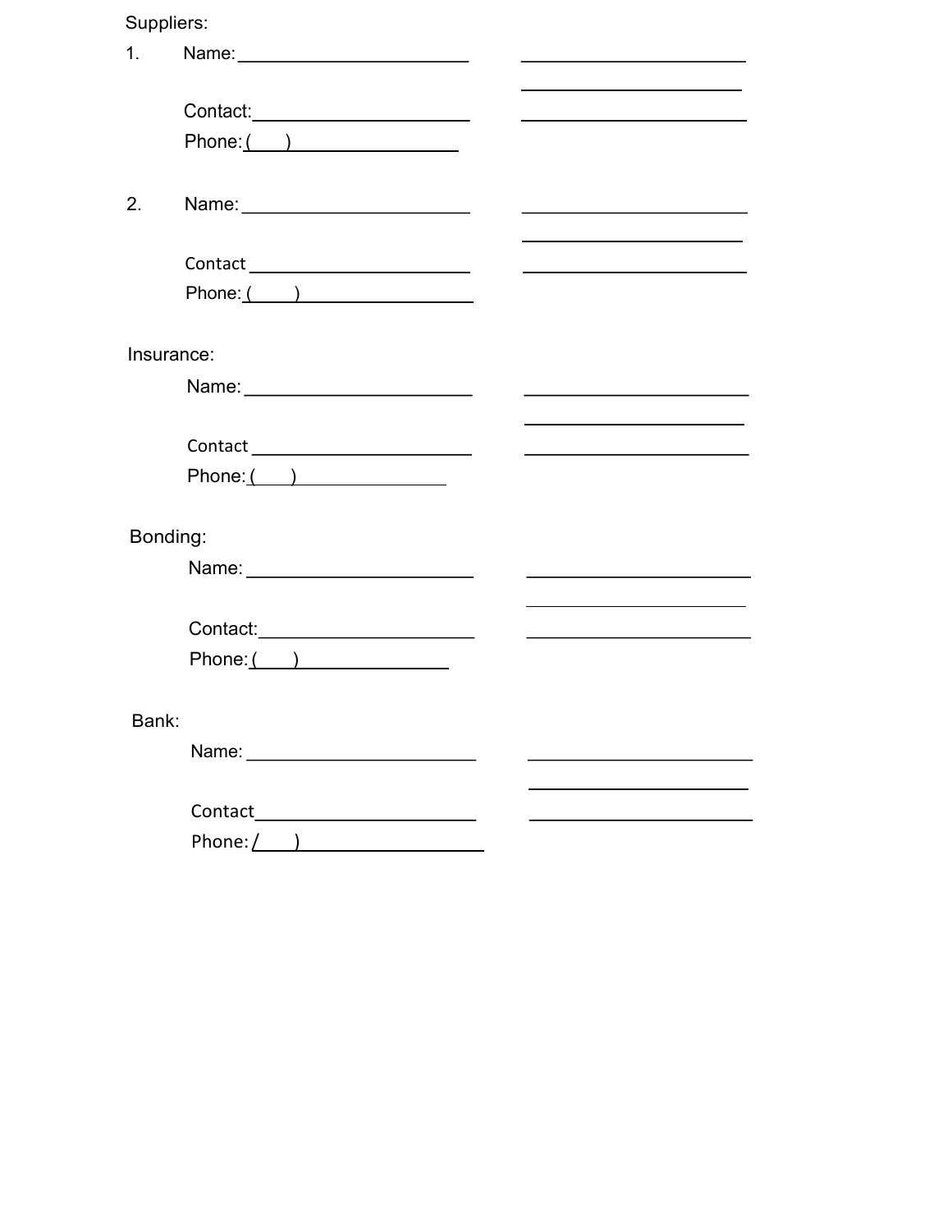Suppliers:

1. Name: ______________________ ______________________

______________________

Contact: ______________________ ______________________

Phone: (   ) ________________

2. Name: ______________________ ______________________

______________________

Contact ______________________ ______________________

Phone: (   ) ________________

Insurance:

Name: ______________________ ______________________

______________________

Contact ______________________ ______________________

Phone: (   ) ________________

Bonding:

Name: ______________________ ______________________

______________________

Contact: ______________________ ______________________

Phone: (   ) ________________

Bank:

Name: ______________________ ______________________

______________________

Contact ______________________ ______________________

Phone: /   ) ________________